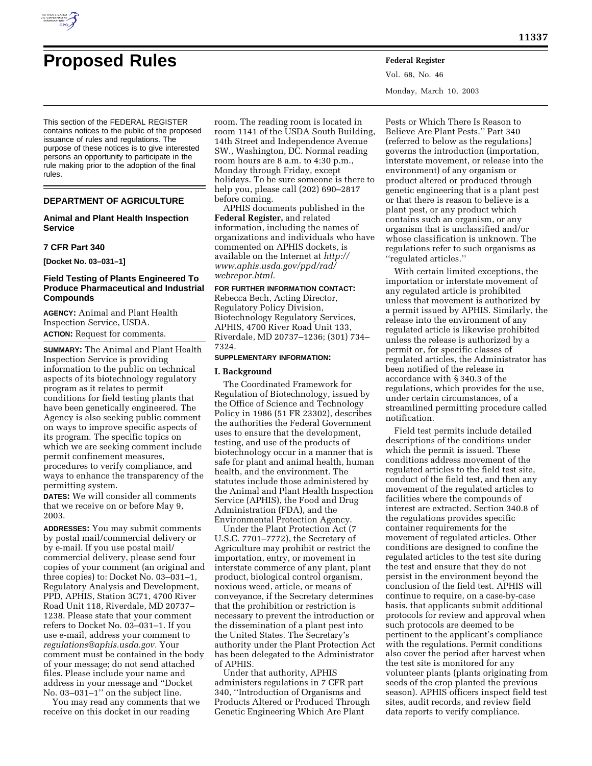# Proposed Rules

This section of the FEDERAL REGISTER contains notices to the public of the proposed issuance of rules and regulations. The purpose of these notices is to give interested persons an opportunity to participate in the rule making prior to the adoption of the final rules.

## DEPARTMENT OF AGRICULTURE

### Animal and Plant Health Inspection Service

### 7 CFR Part 340

**[Docket No. 03–031–1]**

### Field Testing of Plants Engineered To Produce Pharmaceutical and Industrial Compounds

**AGENCY:** Animal and Plant Health Inspection Service, USDA.

**ACTION:** Request for comments.

**SUMMARY:** The Animal and Plant Health Inspection Service is providing information to the public on technical aspects of its biotechnology regulatory program as it relates to permit conditions for field testing plants that have been genetically engineered. The Agency is also seeking public comment on ways to improve specific aspects of its program. The specific topics on which we are seeking comment include permit confinement measures, procedures to verify compliance, and ways to enhance the transparency of the permitting system.

**DATES:** We will consider all comments that we receive on or before May 9, 2003.

**ADDRESSES:** You may submit comments by postal mail/commercial delivery or by e-mail. If you use postal mail/commercial delivery, please send four copies of your comment (an original and three copies) to: Docket No. 03–031–1, Regulatory Analysis and Development, PPD, APHIS, Station 3C71, 4700 River Road Unit 118, Riverdale, MD 20737–1238. Please state that your comment refers to Docket No. 03–031–1. If you use e-mail, address your comment to *regulations@aphis.usda.gov*. Your comment must be contained in the body of your message; do not send attached files. Please include your name and address in your message and ''Docket No. 03–031–1'' on the subject line.

You may read any comments that we receive on this docket in our reading room. The reading room is located in room 1141 of the USDA South Building, 14th Street and Independence Avenue SW., Washington, DC. Normal reading room hours are 8 a.m. to 4:30 p.m., Monday through Friday, except holidays. To be sure someone is there to help you, please call (202) 690–2817 before coming.

APHIS documents published in the **Federal Register,** and related information, including the names of organizations and individuals who have commented on APHIS dockets, is available on the Internet at *http://www.aphis.usda.gov/ppd/rad/webrepor.html.*

**FOR FURTHER INFORMATION CONTACT:** Rebecca Bech, Acting Director, Regulatory Policy Division, Biotechnology Regulatory Services, APHIS, 4700 River Road Unit 133, Riverdale, MD 20737–1236; (301) 734–7324.

**SUPPLEMENTARY INFORMATION:**

#### I. Background

The Coordinated Framework for Regulation of Biotechnology, issued by the Office of Science and Technology Policy in 1986 (51 FR 23302), describes the authorities the Federal Government uses to ensure that the development, testing, and use of the products of biotechnology occur in a manner that is safe for plant and animal health, human health, and the environment. The statutes include those administered by the Animal and Plant Health Inspection Service (APHIS), the Food and Drug Administration (FDA), and the Environmental Protection Agency.

Under the Plant Protection Act (7 U.S.C. 7701–7772), the Secretary of Agriculture may prohibit or restrict the importation, entry, or movement in interstate commerce of any plant, plant product, biological control organism, noxious weed, article, or means of conveyance, if the Secretary determines that the prohibition or restriction is necessary to prevent the introduction or the dissemination of a plant pest into the United States. The Secretary's authority under the Plant Protection Act has been delegated to the Administrator of APHIS.

Under that authority, APHIS administers regulations in 7 CFR part 340, ''Introduction of Organisms and Products Altered or Produced Through Genetic Engineering Which Are Plant Pests or Which There Is Reason to Believe Are Plant Pests.'' Part 340 (referred to below as the regulations) governs the introduction (importation, interstate movement, or release into the environment) of any organism or product altered or produced through genetic engineering that is a plant pest or that there is reason to believe is a plant pest, or any product which contains such an organism, or any organism that is unclassified and/or whose classification is unknown. The regulations refer to such organisms as ''regulated articles.''

With certain limited exceptions, the importation or interstate movement of any regulated article is prohibited unless that movement is authorized by a permit issued by APHIS. Similarly, the release into the environment of any regulated article is likewise prohibited unless the release is authorized by a permit or, for specific classes of regulated articles, the Administrator has been notified of the release in accordance with § 340.3 of the regulations, which provides for the use, under certain circumstances, of a streamlined permitting procedure called notification.

Field test permits include detailed descriptions of the conditions under which the permit is issued. These conditions address movement of the regulated articles to the field test site, conduct of the field test, and then any movement of the regulated articles to facilities where the compounds of interest are extracted. Section 340.8 of the regulations provides specific container requirements for the movement of regulated articles. Other conditions are designed to confine the regulated articles to the test site during the test and ensure that they do not persist in the environment beyond the conclusion of the field test. APHIS will continue to require, on a case-by-case basis, that applicants submit additional protocols for review and approval when such protocols are deemed to be pertinent to the applicant's compliance with the regulations. Permit conditions also cover the period after harvest when the test site is monitored for any volunteer plants (plants originating from seeds of the crop planted the previous season). APHIS officers inspect field test sites, audit records, and review field data reports to verify compliance.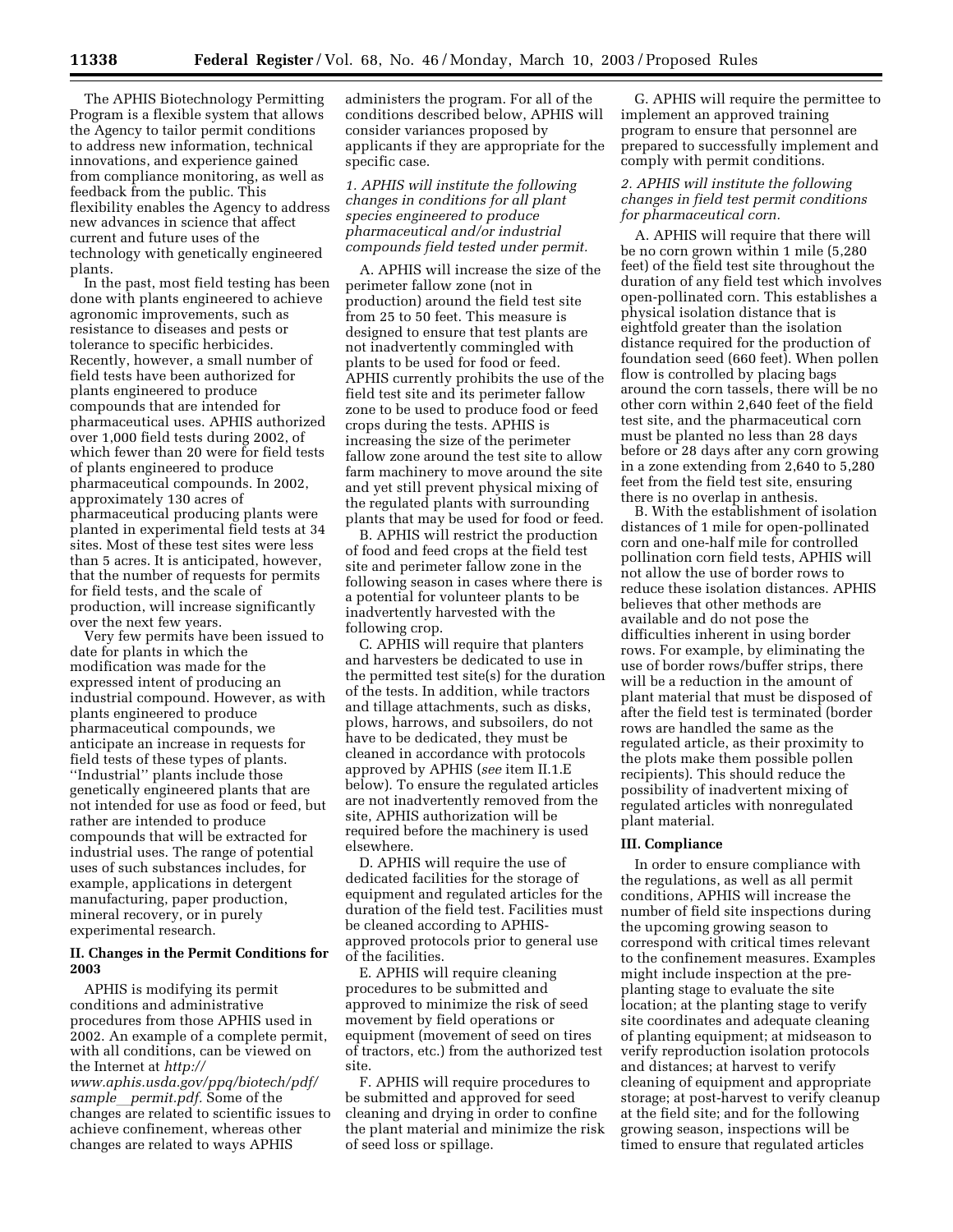The APHIS Biotechnology Permitting Program is a flexible system that allows the Agency to tailor permit conditions to address new information, technical innovations, and experience gained from compliance monitoring, as well as feedback from the public. This flexibility enables the Agency to address new advances in science that affect current and future uses of the technology with genetically engineered plants.

In the past, most field testing has been done with plants engineered to achieve agronomic improvements, such as resistance to diseases and pests or tolerance to specific herbicides. Recently, however, a small number of field tests have been authorized for plants engineered to produce compounds that are intended for pharmaceutical uses. APHIS authorized over 1,000 field tests during 2002, of which fewer than 20 were for field tests of plants engineered to produce pharmaceutical compounds. In 2002, approximately 130 acres of pharmaceutical producing plants were planted in experimental field tests at 34 sites. Most of these test sites were less than 5 acres. It is anticipated, however, that the number of requests for permits for field tests, and the scale of production, will increase significantly over the next few years.

Very few permits have been issued to date for plants in which the modification was made for the expressed intent of producing an industrial compound. However, as with plants engineered to produce pharmaceutical compounds, we anticipate an increase in requests for field tests of these types of plants. "Industrial" plants include those genetically engineered plants that are not intended for use as food or feed, but rather are intended to produce compounds that will be extracted for industrial uses. The range of potential uses of such substances includes, for example, applications in detergent manufacturing, paper production, mineral recovery, or in purely experimental research.

## II. Changes in the Permit Conditions for 2003

APHIS is modifying its permit conditions and administrative procedures from those APHIS used in 2002. An example of a complete permit, with all conditions, can be viewed on the Internet at *http://www.aphis.usda.gov/ppq/biotech/pdf/sample_permit.pdf*. Some of the changes are related to scientific issues to achieve confinement, whereas other changes are related to ways APHIS administers the program. For all of the conditions described below, APHIS will consider variances proposed by applicants if they are appropriate for the specific case.

*1. APHIS will institute the following changes in conditions for all plant species engineered to produce pharmaceutical and/or industrial compounds field tested under permit.*

A. APHIS will increase the size of the perimeter fallow zone (not in production) around the field test site from 25 to 50 feet. This measure is designed to ensure that test plants are not inadvertently commingled with plants to be used for food or feed. APHIS currently prohibits the use of the field test site and its perimeter fallow zone to be used to produce food or feed crops during the tests. APHIS is increasing the size of the perimeter fallow zone around the test site to allow farm machinery to move around the site and yet still prevent physical mixing of the regulated plants with surrounding plants that may be used for food or feed.

B. APHIS will restrict the production of food and feed crops at the field test site and perimeter fallow zone in the following season in cases where there is a potential for volunteer plants to be inadvertently harvested with the following crop.

C. APHIS will require that planters and harvesters be dedicated to use in the permitted test site(s) for the duration of the tests. In addition, while tractors and tillage attachments, such as disks, plows, harrows, and subsoilers, do not have to be dedicated, they must be cleaned in accordance with protocols approved by APHIS (*see* item II.1.E below). To ensure the regulated articles are not inadvertently removed from the site, APHIS authorization will be required before the machinery is used elsewhere.

D. APHIS will require the use of dedicated facilities for the storage of equipment and regulated articles for the duration of the field test. Facilities must be cleaned according to APHIS-approved protocols prior to general use of the facilities.

E. APHIS will require cleaning procedures to be submitted and approved to minimize the risk of seed movement by field operations or equipment (movement of seed on tires of tractors, etc.) from the authorized test site.

F. APHIS will require procedures to be submitted and approved for seed cleaning and drying in order to confine the plant material and minimize the risk of seed loss or spillage.

G. APHIS will require the permittee to implement an approved training program to ensure that personnel are prepared to successfully implement and comply with permit conditions.

*2. APHIS will institute the following changes in field test permit conditions for pharmaceutical corn.*

A. APHIS will require that there will be no corn grown within 1 mile (5,280 feet) of the field test site throughout the duration of any field test which involves open-pollinated corn. This establishes a physical isolation distance that is eightfold greater than the isolation distance required for the production of foundation seed (660 feet). When pollen flow is controlled by placing bags around the corn tassels, there will be no other corn within 2,640 feet of the field test site, and the pharmaceutical corn must be planted no less than 28 days before or 28 days after any corn growing in a zone extending from 2,640 to 5,280 feet from the field test site, ensuring there is no overlap in anthesis.

B. With the establishment of isolation distances of 1 mile for open-pollinated corn and one-half mile for controlled pollination corn field tests, APHIS will not allow the use of border rows to reduce these isolation distances. APHIS believes that other methods are available and do not pose the difficulties inherent in using border rows. For example, by eliminating the use of border rows/buffer strips, there will be a reduction in the amount of plant material that must be disposed of after the field test is terminated (border rows are handled the same as the regulated article, as their proximity to the plots make them possible pollen recipients). This should reduce the possibility of inadvertent mixing of regulated articles with nonregulated plant material.

## III. Compliance

In order to ensure compliance with the regulations, as well as all permit conditions, APHIS will increase the number of field site inspections during the upcoming growing season to correspond with critical times relevant to the confinement measures. Examples might include inspection at the pre-planting stage to evaluate the site location; at the planting stage to verify site coordinates and adequate cleaning of planting equipment; at midseason to verify reproduction isolation protocols and distances; at harvest to verify cleaning of equipment and appropriate storage; at post-harvest to verify cleanup at the field site; and for the following growing season, inspections will be timed to ensure that regulated articles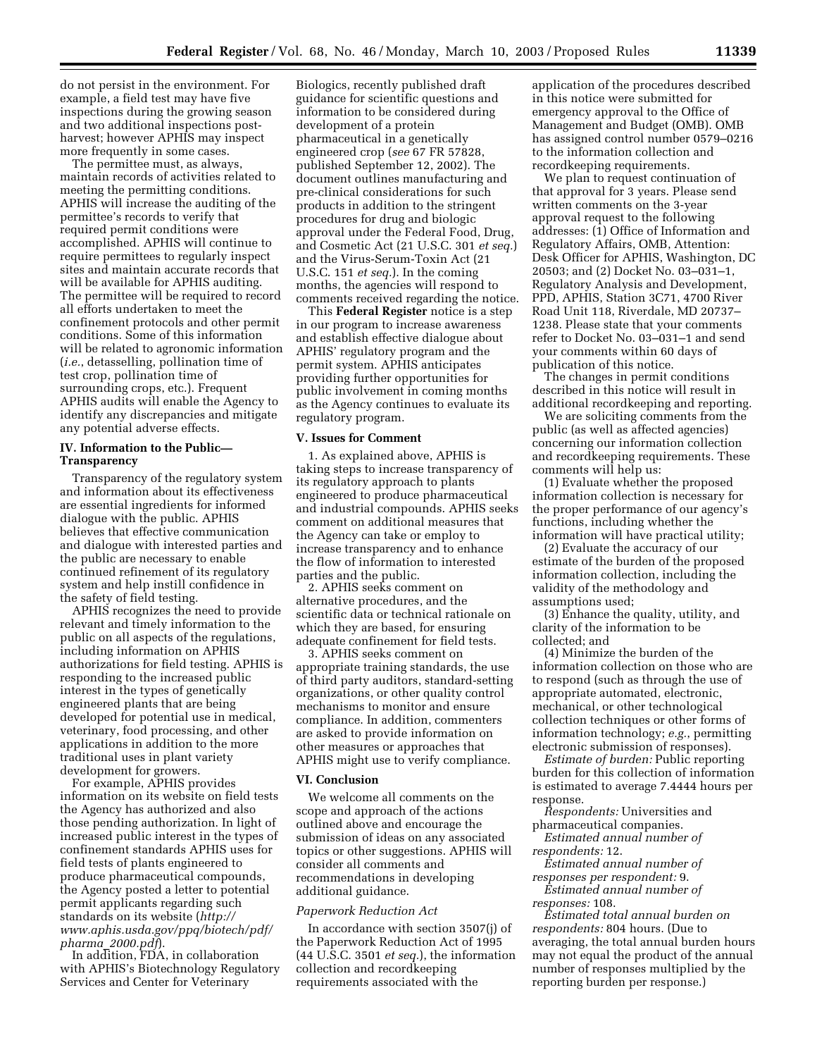do not persist in the environment. For example, a field test may have five inspections during the growing season and two additional inspections post-harvest; however APHIS may inspect more frequently in some cases.

The permittee must, as always, maintain records of activities related to meeting the permitting conditions. APHIS will increase the auditing of the permittee's records to verify that required permit conditions were accomplished. APHIS will continue to require permittees to regularly inspect sites and maintain accurate records that will be available for APHIS auditing. The permittee will be required to record all efforts undertaken to meet the confinement protocols and other permit conditions. Some of this information will be related to agronomic information (*i.e.*, detasselling, pollination time of test crop, pollination time of surrounding crops, etc.). Frequent APHIS audits will enable the Agency to identify any discrepancies and mitigate any potential adverse effects.

## IV. Information to the Public—Transparency

Transparency of the regulatory system and information about its effectiveness are essential ingredients for informed dialogue with the public. APHIS believes that effective communication and dialogue with interested parties and the public are necessary to enable continued refinement of its regulatory system and help instill confidence in the safety of field testing.

APHIS recognizes the need to provide relevant and timely information to the public on all aspects of the regulations, including information on APHIS authorizations for field testing. APHIS is responding to the increased public interest in the types of genetically engineered plants that are being developed for potential use in medical, veterinary, food processing, and other applications in addition to the more traditional uses in plant variety development for growers.

For example, APHIS provides information on its website on field tests the Agency has authorized and also those pending authorization. In light of increased public interest in the types of confinement standards APHIS uses for field tests of plants engineered to produce pharmaceutical compounds, the Agency posted a letter to potential permit applicants regarding such standards on its website (*http://www.aphis.usda.gov/ppq/biotech/pdf/pharma_2000.pdf*).

In addition, FDA, in collaboration with APHIS's Biotechnology Regulatory Services and Center for Veterinary Biologics, recently published draft guidance for scientific questions and information to be considered during development of a protein pharmaceutical in a genetically engineered crop (*see* 67 FR 57828, published September 12, 2002). The document outlines manufacturing and pre-clinical considerations for such products in addition to the stringent procedures for drug and biologic approval under the Federal Food, Drug, and Cosmetic Act (21 U.S.C. 301 *et seq.*) and the Virus-Serum-Toxin Act (21 U.S.C. 151 *et seq.*). In the coming months, the agencies will respond to comments received regarding the notice.

This **Federal Register** notice is a step in our program to increase awareness and establish effective dialogue about APHIS' regulatory program and the permit system. APHIS anticipates providing further opportunities for public involvement in coming months as the Agency continues to evaluate its regulatory program.

## V. Issues for Comment

1. As explained above, APHIS is taking steps to increase transparency of its regulatory approach to plants engineered to produce pharmaceutical and industrial compounds. APHIS seeks comment on additional measures that the Agency can take or employ to increase transparency and to enhance the flow of information to interested parties and the public.

2. APHIS seeks comment on alternative procedures, and the scientific data or technical rationale on which they are based, for ensuring adequate confinement for field tests.

3. APHIS seeks comment on appropriate training standards, the use of third party auditors, standard-setting organizations, or other quality control mechanisms to monitor and ensure compliance. In addition, commenters are asked to provide information on other measures or approaches that APHIS might use to verify compliance.

## VI. Conclusion

We welcome all comments on the scope and approach of the actions outlined above and encourage the submission of ideas on any associated topics or other suggestions. APHIS will consider all comments and recommendations in developing additional guidance.

### *Paperwork Reduction Act*

In accordance with section 3507(j) of the Paperwork Reduction Act of 1995 (44 U.S.C. 3501 *et seq.*), the information collection and recordkeeping requirements associated with the application of the procedures described in this notice were submitted for emergency approval to the Office of Management and Budget (OMB). OMB has assigned control number 0579–0216 to the information collection and recordkeeping requirements.

We plan to request continuation of that approval for 3 years. Please send written comments on the 3-year approval request to the following addresses: (1) Office of Information and Regulatory Affairs, OMB, Attention: Desk Officer for APHIS, Washington, DC 20503; and (2) Docket No. 03–031–1, Regulatory Analysis and Development, PPD, APHIS, Station 3C71, 4700 River Road Unit 118, Riverdale, MD 20737–1238. Please state that your comments refer to Docket No. 03–031–1 and send your comments within 60 days of publication of this notice.

The changes in permit conditions described in this notice will result in additional recordkeeping and reporting.

We are soliciting comments from the public (as well as affected agencies) concerning our information collection and recordkeeping requirements. These comments will help us:

(1) Evaluate whether the proposed information collection is necessary for the proper performance of our agency's functions, including whether the information will have practical utility;

(2) Evaluate the accuracy of our estimate of the burden of the proposed information collection, including the validity of the methodology and assumptions used;

(3) Enhance the quality, utility, and clarity of the information to be collected; and

(4) Minimize the burden of the information collection on those who are to respond (such as through the use of appropriate automated, electronic, mechanical, or other technological collection techniques or other forms of information technology; *e.g.*, permitting electronic submission of responses).

*Estimate of burden:* Public reporting burden for this collection of information is estimated to average 7.4444 hours per response.

*Respondents:* Universities and pharmaceutical companies.

*Estimated annual number of respondents:* 12.

*Estimated annual number of responses per respondent:* 9.

*Estimated annual number of responses:* 108.

*Estimated total annual burden on respondents:* 804 hours. (Due to averaging, the total annual burden hours may not equal the product of the annual number of responses multiplied by the reporting burden per response.)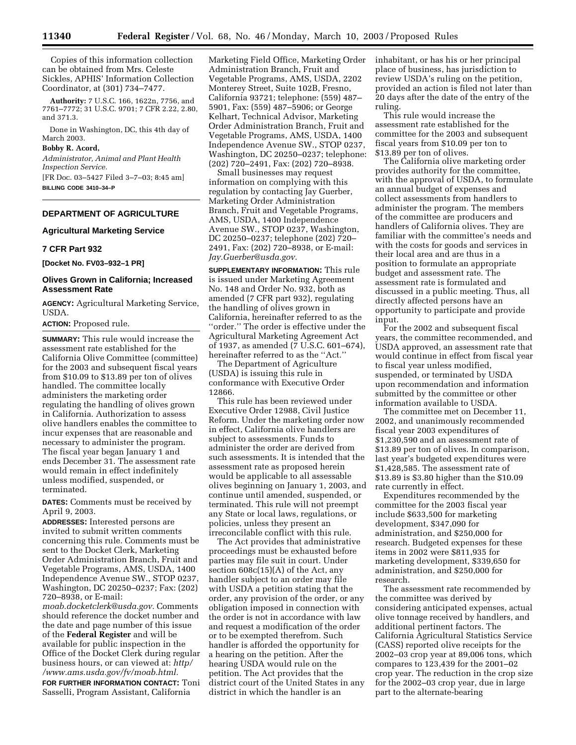Copies of this information collection can be obtained from Mrs. Celeste Sickles, APHIS' Information Collection Coordinator, at (301) 734–7477.

**Authority:** 7 U.S.C. 166, 1622n, 7756, and 7761–7772; 31 U.S.C. 9701; 7 CFR 2.22, 2.80, and 371.3.

Done in Washington, DC, this 4th day of March 2003.

**Bobby R. Acord,**

*Administrator, Animal and Plant Health Inspection Service.*

[FR Doc. 03–5427 Filed 3–7–03; 8:45 am]

**BILLING CODE 3410–34–P**

---

## DEPARTMENT OF AGRICULTURE

### Agricultural Marketing Service

### 7 CFR Part 932

**[Docket No. FV03–932–1 PR]**

### Olives Grown in California; Increased Assessment Rate

**AGENCY:** Agricultural Marketing Service, USDA.

**ACTION:** Proposed rule.

**SUMMARY:** This rule would increase the assessment rate established for the California Olive Committee (committee) for the 2003 and subsequent fiscal years from $10.09 to $13.89 per ton of olives handled. The committee locally administers the marketing order regulating the handling of olives grown in California. Authorization to assess olive handlers enables the committee to incur expenses that are reasonable and necessary to administer the program. The fiscal year began January 1 and ends December 31. The assessment rate would remain in effect indefinitely unless modified, suspended, or terminated.

**DATES:** Comments must be received by April 9, 2003.

**ADDRESSES:** Interested persons are invited to submit written comments concerning this rule. Comments must be sent to the Docket Clerk, Marketing Order Administration Branch, Fruit and Vegetable Programs, AMS, USDA, 1400 Independence Avenue SW., STOP 0237, Washington, DC 20250–0237; Fax: (202) 720–8938, or E-mail: *moab.docketclerk@usda.gov.* Comments should reference the docket number and the date and page number of this issue of the **Federal Register** and will be available for public inspection in the Office of the Docket Clerk during regular business hours, or can viewed at: *http//www.ams.usda.gov/fv/moab.html.*

**FOR FURTHER INFORMATION CONTACT:** Toni Sasselli, Program Assistant, California Marketing Field Office, Marketing Order Administration Branch, Fruit and Vegetable Programs, AMS, USDA, 2202 Monterey Street, Suite 102B, Fresno, California 93721; telephone: (559) 487–5901, Fax: (559) 487–5906; or George Kelhart, Technical Advisor, Marketing Order Administration Branch, Fruit and Vegetable Programs, AMS, USDA, 1400 Independence Avenue SW., STOP 0237, Washington, DC 20250–0237; telephone: (202) 720–2491, Fax: (202) 720–8938.

Small businesses may request information on complying with this regulation by contacting Jay Guerber, Marketing Order Administration Branch, Fruit and Vegetable Programs, AMS, USDA, 1400 Independence Avenue SW., STOP 0237, Washington, DC 20250–0237; telephone (202) 720–2491, Fax: (202) 720–8938, or E-mail: *Jay.Guerber@usda.gov.*

**SUPPLEMENTARY INFORMATION:** This rule is issued under Marketing Agreement No. 148 and Order No. 932, both as amended (7 CFR part 932), regulating the handling of olives grown in California, hereinafter referred to as the "order." The order is effective under the Agricultural Marketing Agreement Act of 1937, as amended (7 U.S.C. 601–674), hereinafter referred to as the "Act."

The Department of Agriculture (USDA) is issuing this rule in conformance with Executive Order 12866.

This rule has been reviewed under Executive Order 12988, Civil Justice Reform. Under the marketing order now in effect, California olive handlers are subject to assessments. Funds to administer the order are derived from such assessments. It is intended that the assessment rate as proposed herein would be applicable to all assessable olives beginning on January 1, 2003, and continue until amended, suspended, or terminated. This rule will not preempt any State or local laws, regulations, or policies, unless they present an irreconcilable conflict with this rule.

The Act provides that administrative proceedings must be exhausted before parties may file suit in court. Under section 608c(15)(A) of the Act, any handler subject to an order may file with USDA a petition stating that the order, any provision of the order, or any obligation imposed in connection with the order is not in accordance with law and request a modification of the order or to be exempted therefrom. Such handler is afforded the opportunity for a hearing on the petition. After the hearing USDA would rule on the petition. The Act provides that the district court of the United States in any district in which the handler is an inhabitant, or has his or her principal place of business, has jurisdiction to review USDA's ruling on the petition, provided an action is filed not later than 20 days after the date of the entry of the ruling.

This rule would increase the assessment rate established for the committee for the 2003 and subsequent fiscal years from $10.09 per ton to $13.89 per ton of olives.

The California olive marketing order provides authority for the committee, with the approval of USDA, to formulate an annual budget of expenses and collect assessments from handlers to administer the program. The members of the committee are producers and handlers of California olives. They are familiar with the committee's needs and with the costs for goods and services in their local area and are thus in a position to formulate an appropriate budget and assessment rate. The assessment rate is formulated and discussed in a public meeting. Thus, all directly affected persons have an opportunity to participate and provide input.

For the 2002 and subsequent fiscal years, the committee recommended, and USDA approved, an assessment rate that would continue in effect from fiscal year to fiscal year unless modified, suspended, or terminated by USDA upon recommendation and information submitted by the committee or other information available to USDA.

The committee met on December 11, 2002, and unanimously recommended fiscal year 2003 expenditures of $1,230,590 and an assessment rate of $13.89 per ton of olives. In comparison, last year's budgeted expenditures were $1,428,585. The assessment rate of $13.89 is $3.80 higher than the $10.09 rate currently in effect.

Expenditures recommended by the committee for the 2003 fiscal year include $633,500 for marketing development, $347,090 for administration, and $250,000 for research. Budgeted expenses for these items in 2002 were $811,935 for marketing development, $339,650 for administration, and $250,000 for research.

The assessment rate recommended by the committee was derived by considering anticipated expenses, actual olive tonnage received by handlers, and additional pertinent factors. The California Agricultural Statistics Service (CASS) reported olive receipts for the 2002–03 crop year at 89,006 tons, which compares to 123,439 for the 2001–02 crop year. The reduction in the crop size for the 2002–03 crop year, due in large part to the alternate-bearing